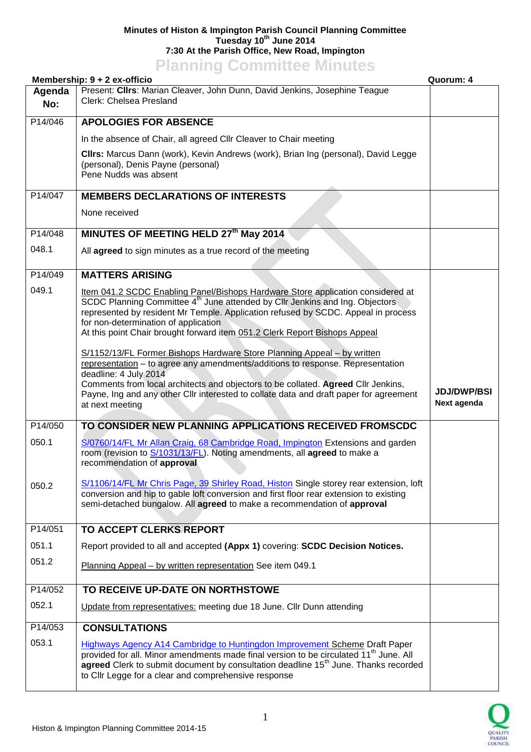**Minutes of Histon & Impington Parish Council Planning Committee**
**Tuesday 10th June 2014**
**7:30 At the Parish Office, New Road, Impington**

# Planning Committee Minutes

**Membership: 9 + 2 ex-officio** **Quorum: 4**

| Agenda No: | Present: Cllrs: Marian Cleaver, John Dunn, David Jenkins, Josephine Teague<br>Clerk: Chelsea Presland | |
|---|---|---|
| P14/046 | **APOLOGIES FOR ABSENCE**<br>In the absence of Chair, all agreed Cllr Cleaver to Chair meeting<br>**Cllrs:** Marcus Dann (work), Kevin Andrews (work), Brian Ing (personal), David Legge (personal), Denis Payne (personal)<br>Pene Nudds was absent | |
| P14/047 | **MEMBERS DECLARATIONS OF INTERESTS**<br>None received | |
| P14/048 | **MINUTES OF MEETING HELD 27th May 2014** | |
| 048.1 | All **agreed** to sign minutes as a true record of the meeting | |
| P14/049 | **MATTERS ARISING** | |
| 049.1 | Item 041.2 SCDC Enabling Panel/Bishops Hardware Store application considered at SCDC Planning Committee 4th June attended by Cllr Jenkins and Ing. Objectors represented by resident Mr Temple. Application refused by SCDC. Appeal in process for non-determination of application<br>At this point Chair brought forward item 051.2 Clerk Report Bishops Appeal<br><br>S/1152/13/FL Former Bishops Hardware Store Planning Appeal – by written representation – to agree any amendments/additions to response. Representation deadline: 4 July 2014<br>Comments from local architects and objectors to be collated. **Agreed** Cllr Jenkins, Payne, Ing and any other Cllr interested to collate data and draft paper for agreement at next meeting | **JDJ/DWP/BSI**<br>**Next agenda** |
| P14/050 | **TO CONSIDER NEW PLANNING APPLICATIONS RECEIVED FROMSCDC** | |
| 050.1 | S/0760/14/FL Mr Allan Craig, 68 Cambridge Road, Impington Extensions and garden room (revision to S/1031/13/FL). Noting amendments, all **agreed** to make a recommendation of **approval** | |
| 050.2 | S/1106/14/FL Mr Chris Page, 39 Shirley Road, Histon Single storey rear extension, loft conversion and hip to gable loft conversion and first floor rear extension to existing semi-detached bungalow. All **agreed** to make a recommendation of **approval** | |
| P14/051 | **TO ACCEPT CLERKS REPORT** | |
| 051.1 | Report provided to all and accepted **(Appx 1)** covering: **SCDC Decision Notices.** | |
| 051.2 | Planning Appeal – by written representation See item 049.1 | |
| P14/052 | **TO RECEIVE UP-DATE ON NORTHSTOWE** | |
| 052.1 | Update from representatives: meeting due 18 June. Cllr Dunn attending | |
| P14/053 | **CONSULTATIONS** | |
| 053.1 | Highways Agency A14 Cambridge to Huntingdon Improvement Scheme Draft Paper provided for all. Minor amendments made final version to be circulated 11th June. All **agreed** Clerk to submit document by consultation deadline 15th June. Thanks recorded to Cllr Legge for a clear and comprehensive response | |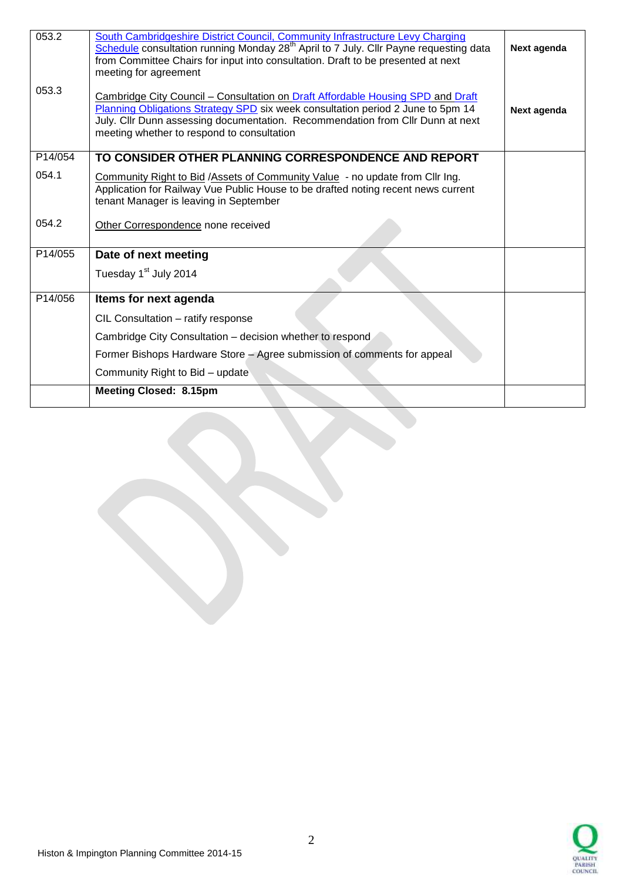| | | |
|---|---|---|
| 053.2 | South Cambridgeshire District Council, Community Infrastructure Levy Charging Schedule consultation running Monday 28th April to 7 July. Cllr Payne requesting data from Committee Chairs for input into consultation. Draft to be presented at next meeting for agreement | **Next agenda** |
| 053.3 | Cambridge City Council – Consultation on Draft Affordable Housing SPD and Draft Planning Obligations Strategy SPD six week consultation period 2 June to 5pm 14 July. Cllr Dunn assessing documentation. Recommendation from Cllr Dunn at next meeting whether to respond to consultation | **Next agenda** |
| P14/054 | **TO CONSIDER OTHER PLANNING CORRESPONDENCE AND REPORT** | |
| 054.1 | Community Right to Bid /Assets of Community Value - no update from Cllr Ing. Application for Railway Vue Public House to be drafted noting recent news current tenant Manager is leaving in September | |
| 054.2 | Other Correspondence none received | |
| P14/055 | **Date of next meeting**<br>Tuesday 1st July 2014 | |
| P14/056 | **Items for next agenda**<br>CIL Consultation – ratify response<br>Cambridge City Consultation – decision whether to respond<br>Former Bishops Hardware Store – Agree submission of comments for appeal<br>Community Right to Bid – update | |
| | **Meeting Closed: 8.15pm** | |